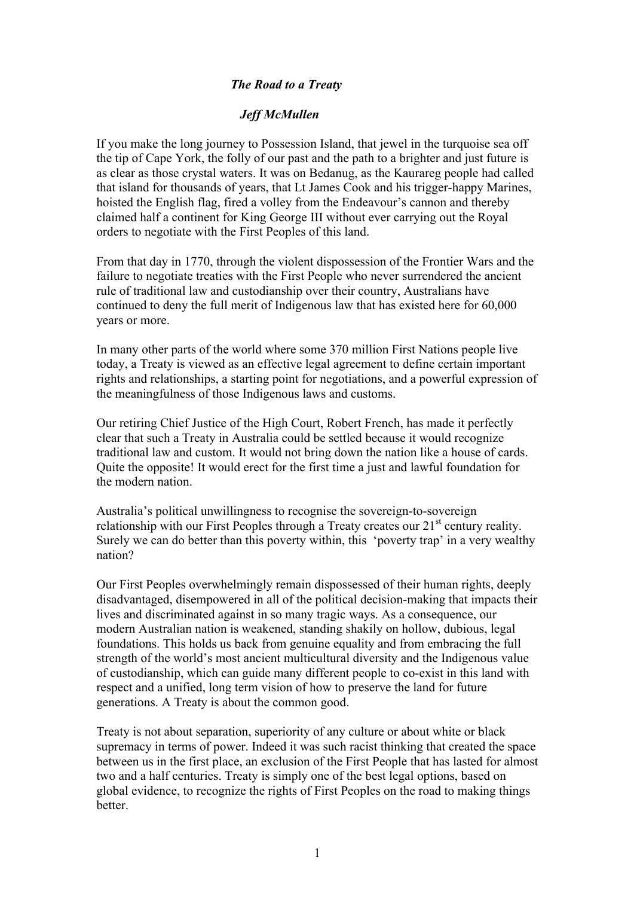*__The Road to a Treaty__*

*__Jeff McMullen__*

If you make the long journey to Possession Island, that jewel in the turquoise sea off the tip of Cape York, the folly of our past and the path to a brighter and just future is as clear as those crystal waters. It was on Bedanug, as the Kaurareg people had called that island for thousands of years, that Lt James Cook and his trigger-happy Marines, hoisted the English flag, fired a volley from the Endeavour's cannon and thereby claimed half a continent for King George III without ever carrying out the Royal orders to negotiate with the First Peoples of this land.

From that day in 1770, through the violent dispossession of the Frontier Wars and the failure to negotiate treaties with the First People who never surrendered the ancient rule of traditional law and custodianship over their country, Australians have continued to deny the full merit of Indigenous law that has existed here for 60,000 years or more.

In many other parts of the world where some 370 million First Nations people live today, a Treaty is viewed as an effective legal agreement to define certain important rights and relationships, a starting point for negotiations, and a powerful expression of the meaningfulness of those Indigenous laws and customs.

Our retiring Chief Justice of the High Court, Robert French, has made it perfectly clear that such a Treaty in Australia could be settled because it would recognize traditional law and custom. It would not bring down the nation like a house of cards. Quite the opposite! It would erect for the first time a just and lawful foundation for the modern nation.

Australia's political unwillingness to recognise the sovereign-to-sovereign relationship with our First Peoples through a Treaty creates our 21st century reality. Surely we can do better than this poverty within, this 'poverty trap' in a very wealthy nation?

Our First Peoples overwhelmingly remain dispossessed of their human rights, deeply disadvantaged, disempowered in all of the political decision-making that impacts their lives and discriminated against in so many tragic ways. As a consequence, our modern Australian nation is weakened, standing shakily on hollow, dubious, legal foundations. This holds us back from genuine equality and from embracing the full strength of the world's most ancient multicultural diversity and the Indigenous value of custodianship, which can guide many different people to co-exist in this land with respect and a unified, long term vision of how to preserve the land for future generations. A Treaty is about the common good.

Treaty is not about separation, superiority of any culture or about white or black supremacy in terms of power. Indeed it was such racist thinking that created the space between us in the first place, an exclusion of the First People that has lasted for almost two and a half centuries. Treaty is simply one of the best legal options, based on global evidence, to recognize the rights of First Peoples on the road to making things better.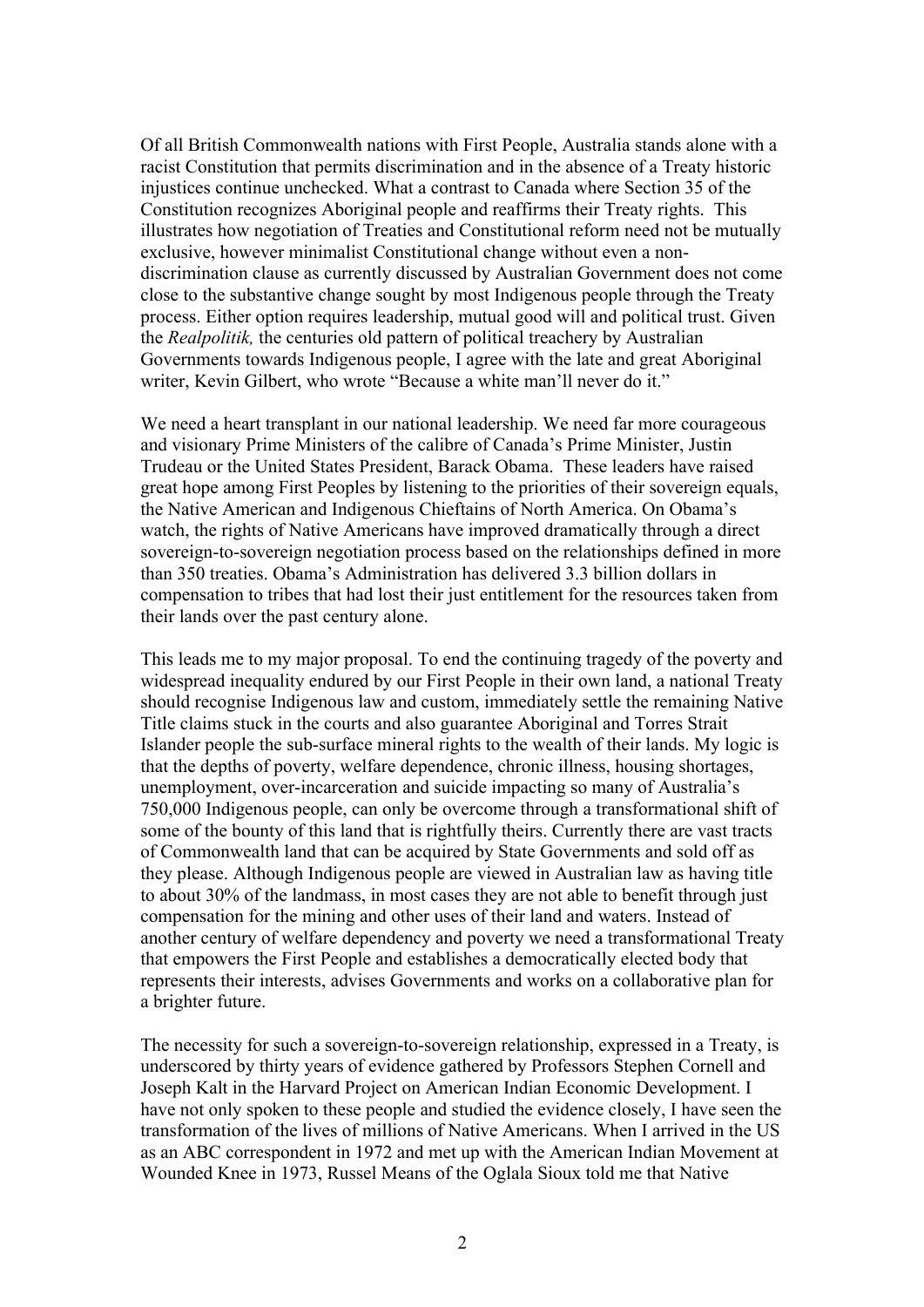Of all British Commonwealth nations with First People, Australia stands alone with a racist Constitution that permits discrimination and in the absence of a Treaty historic injustices continue unchecked. What a contrast to Canada where Section 35 of the Constitution recognizes Aboriginal people and reaffirms their Treaty rights. This illustrates how negotiation of Treaties and Constitutional reform need not be mutually exclusive, however minimalist Constitutional change without even a non-discrimination clause as currently discussed by Australian Government does not come close to the substantive change sought by most Indigenous people through the Treaty process. Either option requires leadership, mutual good will and political trust. Given the *Realpolitik,* the centuries old pattern of political treachery by Australian Governments towards Indigenous people, I agree with the late and great Aboriginal writer, Kevin Gilbert, who wrote "Because a white man'll never do it."

We need a heart transplant in our national leadership. We need far more courageous and visionary Prime Ministers of the calibre of Canada's Prime Minister, Justin Trudeau or the United States President, Barack Obama. These leaders have raised great hope among First Peoples by listening to the priorities of their sovereign equals, the Native American and Indigenous Chieftains of North America. On Obama's watch, the rights of Native Americans have improved dramatically through a direct sovereign-to-sovereign negotiation process based on the relationships defined in more than 350 treaties. Obama's Administration has delivered 3.3 billion dollars in compensation to tribes that had lost their just entitlement for the resources taken from their lands over the past century alone.

This leads me to my major proposal. To end the continuing tragedy of the poverty and widespread inequality endured by our First People in their own land, a national Treaty should recognise Indigenous law and custom, immediately settle the remaining Native Title claims stuck in the courts and also guarantee Aboriginal and Torres Strait Islander people the sub-surface mineral rights to the wealth of their lands. My logic is that the depths of poverty, welfare dependence, chronic illness, housing shortages, unemployment, over-incarceration and suicide impacting so many of Australia's 750,000 Indigenous people, can only be overcome through a transformational shift of some of the bounty of this land that is rightfully theirs. Currently there are vast tracts of Commonwealth land that can be acquired by State Governments and sold off as they please. Although Indigenous people are viewed in Australian law as having title to about 30% of the landmass, in most cases they are not able to benefit through just compensation for the mining and other uses of their land and waters. Instead of another century of welfare dependency and poverty we need a transformational Treaty that empowers the First People and establishes a democratically elected body that represents their interests, advises Governments and works on a collaborative plan for a brighter future.

The necessity for such a sovereign-to-sovereign relationship, expressed in a Treaty, is underscored by thirty years of evidence gathered by Professors Stephen Cornell and Joseph Kalt in the Harvard Project on American Indian Economic Development. I have not only spoken to these people and studied the evidence closely, I have seen the transformation of the lives of millions of Native Americans. When I arrived in the US as an ABC correspondent in 1972 and met up with the American Indian Movement at Wounded Knee in 1973, Russel Means of the Oglala Sioux told me that Native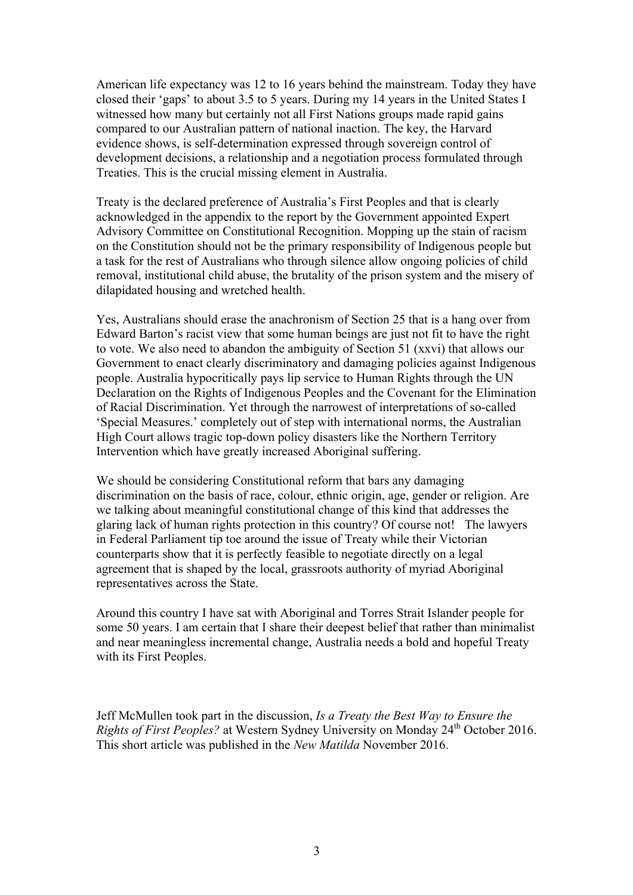American life expectancy was 12 to 16 years behind the mainstream. Today they have closed their 'gaps' to about 3.5 to 5 years. During my 14 years in the United States I witnessed how many but certainly not all First Nations groups made rapid gains compared to our Australian pattern of national inaction. The key, the Harvard evidence shows, is self-determination expressed through sovereign control of development decisions, a relationship and a negotiation process formulated through Treaties. This is the crucial missing element in Australia.

Treaty is the declared preference of Australia's First Peoples and that is clearly acknowledged in the appendix to the report by the Government appointed Expert Advisory Committee on Constitutional Recognition. Mopping up the stain of racism on the Constitution should not be the primary responsibility of Indigenous people but a task for the rest of Australians who through silence allow ongoing policies of child removal, institutional child abuse, the brutality of the prison system and the misery of dilapidated housing and wretched health.

Yes, Australians should erase the anachronism of Section 25 that is a hang over from Edward Barton's racist view that some human beings are just not fit to have the right to vote. We also need to abandon the ambiguity of Section 51 (xxvi) that allows our Government to enact clearly discriminatory and damaging policies against Indigenous people. Australia hypocritically pays lip service to Human Rights through the UN Declaration on the Rights of Indigenous Peoples and the Covenant for the Elimination of Racial Discrimination. Yet through the narrowest of interpretations of so-called 'Special Measures.' completely out of step with international norms, the Australian High Court allows tragic top-down policy disasters like the Northern Territory Intervention which have greatly increased Aboriginal suffering.

We should be considering Constitutional reform that bars any damaging discrimination on the basis of race, colour, ethnic origin, age, gender or religion. Are we talking about meaningful constitutional change of this kind that addresses the glaring lack of human rights protection in this country? Of course not! The lawyers in Federal Parliament tip toe around the issue of Treaty while their Victorian counterparts show that it is perfectly feasible to negotiate directly on a legal agreement that is shaped by the local, grassroots authority of myriad Aboriginal representatives across the State.

Around this country I have sat with Aboriginal and Torres Strait Islander people for some 50 years. I am certain that I share their deepest belief that rather than minimalist and near meaningless incremental change, Australia needs a bold and hopeful Treaty with its First Peoples.

Jeff McMullen took part in the discussion, *Is a Treaty the Best Way to Ensure the Rights of First Peoples?* at Western Sydney University on Monday 24th October 2016. This short article was published in the *New Matilda* November 2016.